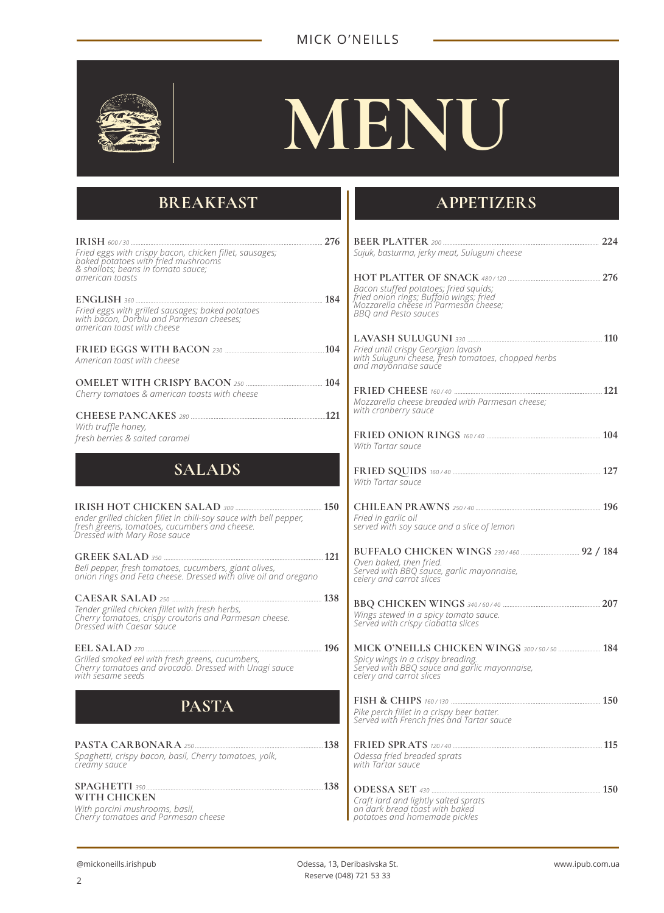# MENU

## BREAKFAST

**IRISH** *600 / 30* ... **276**
*Fried eggs with crispy bacon, chicken fillet, sausages; baked potatoes with fried mushrooms & shallots; beans in tomato sauce; american toasts*

**ENGLISH** *360* ... **184**
*Fried eggs with grilled sausages; baked potatoes with bacon, Dorblu and Parmesan cheeses; american toast with cheese*

**FRIED EGGS WITH BACON** *230* ... **104**
*American toast with cheese*

**OMELET WITH CRISPY BACON** *250* ... **104**
*Cherry tomatoes & american toasts with cheese*

**CHEESE PANCAKES** *280* ... **121**
*With truffle honey, fresh berries & salted caramel*

## SALADS

**IRISH HOT CHICKEN SALAD** *300* ... **150**
*ender grilled chicken fillet in chili-soy sauce with bell pepper, fresh greens, tomatoes, cucumbers and cheese. Dressed with Mary Rose sauce*

**GREEK SALAD** *350* ... **121**
*Bell pepper, fresh tomatoes, cucumbers, giant olives, onion rings and Feta cheese. Dressed with olive oil and oregano*

**CAESAR SALAD** *250* ... **138**
*Tender grilled chicken fillet with fresh herbs, Cherry tomatoes, crispy croutons and Parmesan cheese. Dressed with Caesar sauce*

**EEL SALAD** *270* ... **196**
*Grilled smoked eel with fresh greens, cucumbers, Cherry tomatoes and avocado. Dressed with Unagi sauce with sesame seeds*

## PASTA

**PASTA CARBONARA** *250* ... **138**
*Spaghetti, crispy bacon, basil, Cherry tomatoes, yolk, creamy sauce*

**SPAGHETTI WITH CHICKEN** *350* ... **138**
*With porcini mushrooms, basil, Cherry tomatoes and Parmesan cheese*

## APPETIZERS

**BEER PLATTER** *200* ... **224**
*Sujuk, basturma, jerky meat, Suluguni cheese*

**HOT PLATTER OF SNACK** *480 / 120* ... **276**
*Bacon stuffed potatoes; fried squids; fried onion rings; Buffalo wings; fried Mozzarella cheese in Parmesan cheese; BBQ and Pesto sauces*

**LAVASH SULUGUNI** *330* ... **110**
*Fried until crispy Georgian lavash with Suluguni cheese, fresh tomatoes, chopped herbs and mayonnaise sauce*

**FRIED CHEESE** *160 / 40* ... **121**
*Mozzarella cheese breaded with Parmesan cheese; with cranberry sauce*

**FRIED ONION RINGS** *160 / 40* ... **104**
*With Tartar sauce*

**FRIED SQUIDS** *160 / 40* ... **127**
*With Tartar sauce*

**CHILEAN PRAWNS** *250 / 40* ... **196**
*Fried in garlic oil served with soy sauce and a slice of lemon*

**BUFFALO CHICKEN WINGS** *230 / 460* ... **92 / 184**
*Oven baked, then fried. Served with BBQ sauce, garlic mayonnaise, celery and carrot slices*

**BBQ CHICKEN WINGS** *340 / 60 / 40* ... **207**
*Wings stewed in a spicy tomato sauce. Served with crispy ciabatta slices*

**MICK O'NEILLS CHICKEN WINGS** *300 / 50 / 50* ... **184**
*Spicy wings in a crispy breading. Served with BBQ sauce and garlic mayonnaise, celery and carrot slices*

**FISH & CHIPS** *160 / 130* ... **150**
*Pike perch fillet in a crispy beer batter. Served with French fries and Tartar sauce*

**FRIED SPRATS** *120 / 40* ... **115**
*Odessa fried breaded sprats with Tartar sauce*

**ODESSA SET** *430* ... **150**
*Craft lard and lightly salted sprats on dark bread toast with baked potatoes and homemade pickles*

@mickoneills.irishpub

Odessa, 13, Deribasivska St.
Reserve (048) 721 53 33

www.ipub.com.ua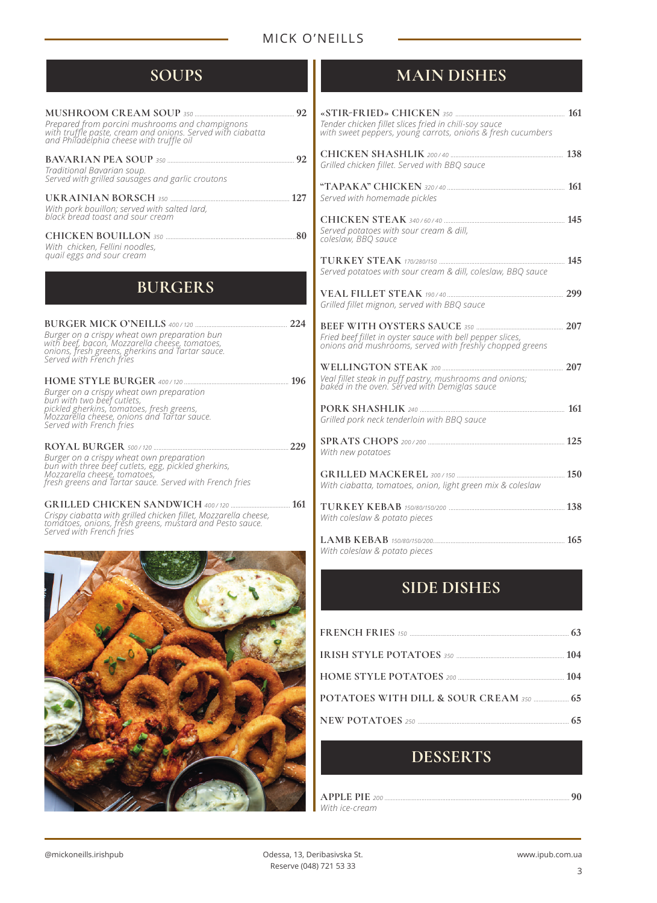## SOUPS

**MUSHROOM CREAM SOUP** 350 ........ 92
*Prepared from porcini mushrooms and champignons with truffle paste, cream and onions. Served with ciabatta and Philadelphia cheese with truffle oil*

**BAVARIAN PEA SOUP** 350 ........ 92
*Traditional Bavarian soup.*
*Served with grilled sausages and garlic croutons*

**UKRAINIAN BORSCH** 350 ........ 127
*With pork bouillon; served with salted lard, black bread toast and sour cream*

**CHICKEN BOUILLON** 350 ........ 80
*With chicken, Fellini noodles, quail eggs and sour cream*

## BURGERS

**BURGER MICK O'NEILLS** 400 / 120 ........ 224
*Burger on a crispy wheat own preparation bun with beef, bacon, Mozzarella cheese, tomatoes, onions, fresh greens, gherkins and Tartar sauce. Served with French fries*

**HOME STYLE BURGER** 400 / 120 ........ 196
*Burger on a crispy wheat own preparation bun with two beef cutlets, pickled gherkins, tomatoes, fresh greens, Mozzarella cheese, onions and Tartar sauce. Served with French fries*

**ROYAL BURGER** 500 / 120 ........ 229
*Burger on a crispy wheat own preparation bun with three beef cutlets, egg, pickled gherkins, Mozzarella cheese, tomatoes, fresh greens and Tartar sauce. Served with French fries*

**GRILLED CHICKEN SANDWICH** 400 / 120 ........ 161
*Crispy ciabatta with grilled chicken fillet, Mozzarella cheese, tomatoes, onions, fresh greens, mustard and Pesto sauce. Served with French fries*

## MAIN DISHES

**«STIR-FRIED» CHICKEN** 350 ........ 161
*Tender chicken fillet slices fried in chili-soy sauce with sweet peppers, young carrots, onions & fresh cucumbers*

**CHICKEN SHASHLIK** 200 / 40 ........ 138
*Grilled chicken fillet. Served with BBQ sauce*

**"TAPAKA" CHICKEN** 320 / 40 ........ 161
*Served with homemade pickles*

**CHICKEN STEAK** 340 / 60 / 40 ........ 145
*Served potatoes with sour cream & dill, coleslaw, BBQ sauce*

**TURKEY STEAK** 170/280/150 ........ 145
*Served potatoes with sour cream & dill, coleslaw, BBQ sauce*

**VEAL FILLET STEAK** 190 / 40 ........ 299
*Grilled fillet mignon, served with BBQ sauce*

**BEEF WITH OYSTERS SAUCE** 350 ........ 207
*Fried beef fillet in oyster sauce with bell pepper slices, onions and mushrooms, served with freshly chopped greens*

**WELLINGTON STEAK** 300 ........ 207
*Veal fillet steak in puff pastry, mushrooms and onions; baked in the oven. Served with Demiglas sauce*

**PORK SHASHLIK** 240 ........ 161
*Grilled pork neck tenderloin with BBQ sauce*

**SPRATS CHOPS** 200 / 200 ........ 125
*With new potatoes*

**GRILLED MACKEREL** 300 / 150 ........ 150
*With ciabatta, tomatoes, onion, light green mix & coleslaw*

**TURKEY KEBAB** 150/80/150/200 ........ 138
*With coleslaw & potato pieces*

**LAMB KEBAB** 150/80/150/200 ........ 165
*With coleslaw & potato pieces*

## SIDE DISHES

**FRENCH FRIES** 150 ........ 63

**IRISH STYLE POTATOES** 350 ........ 104

**HOME STYLE POTATOES** 200 ........ 104

**POTATOES WITH DILL & SOUR CREAM** 350 ........ 65

**NEW POTATOES** 250 ........ 65

## DESSERTS

**APPLE PIE** 200 ........ 90
*With ice-cream*

@mickoneills.irishpub

Odessa, 13, Deribasivska St.
Reserve (048) 721 53 33

www.ipub.com.ua